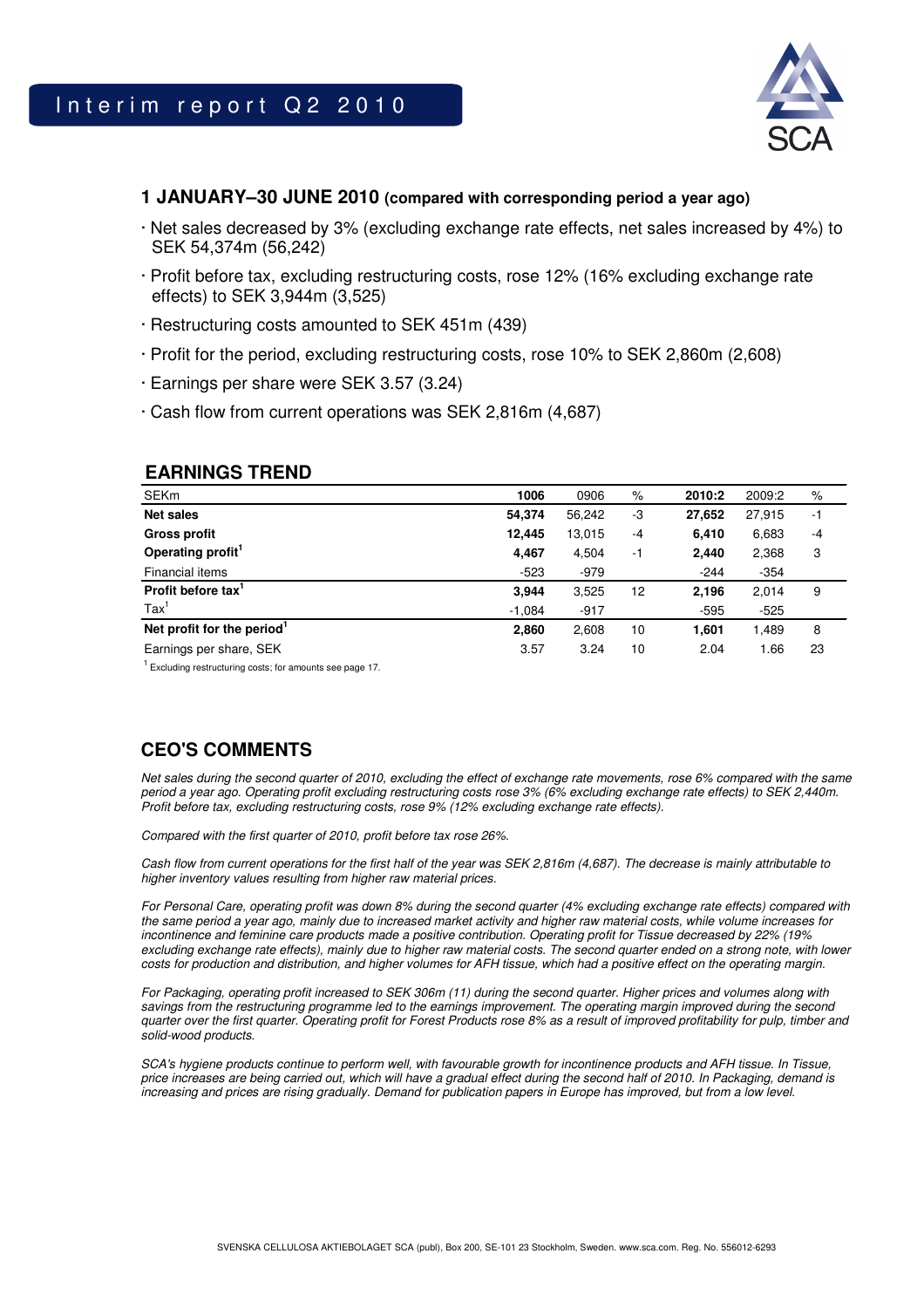# Interim report Q2 2010

## 1 JANUARY–30 JUNE 2010 (compared with corresponding period a year ago)

- Net sales decreased by 3% (excluding exchange rate effects, net sales increased by 4%) to SEK 54,374m (56,242)
- Profit before tax, excluding restructuring costs, rose 12% (16% excluding exchange rate effects) to SEK 3,944m (3,525)
- Restructuring costs amounted to SEK 451m (439)
- Profit for the period, excluding restructuring costs, rose 10% to SEK 2,860m (2,608)
- Earnings per share were SEK 3.57 (3.24)
- Cash flow from current operations was SEK 2,816m (4,687)

## EARNINGS TREND

| SEKm | 1006 | 0906 | % | 2010:2 | 2009:2 | % |
|---|---|---|---|---|---|---|
| **Net sales** | **54,374** | 56,242 | -3 | **27,652** | 27,915 | -1 |
| **Gross profit** | **12,445** | 13,015 | -4 | **6,410** | 6,683 | -4 |
| **Operating profit**[1] | **4,467** | 4,504 | -1 | **2,440** | 2,368 | 3 |
| Financial items | -523 | -979 | | -244 | -354 | |
| **Profit before tax**[1] | **3,944** | 3,525 | 12 | **2,196** | 2,014 | 9 |
| Tax[1] | -1,084 | -917 | | -595 | -525 | |
| **Net profit for the period**[1] | **2,860** | 2,608 | 10 | **1,601** | 1,489 | 8 |
| Earnings per share, SEK | 3.57 | 3.24 | 10 | 2.04 | 1.66 | 23 |

[1] Excluding restructuring costs; for amounts see page 17.

## CEO'S COMMENTS

*Net sales during the second quarter of 2010, excluding the effect of exchange rate movements, rose 6% compared with the same period a year ago. Operating profit excluding restructuring costs rose 3% (6% excluding exchange rate effects) to SEK 2,440m. Profit before tax, excluding restructuring costs, rose 9% (12% excluding exchange rate effects).*

*Compared with the first quarter of 2010, profit before tax rose 26%.*

*Cash flow from current operations for the first half of the year was SEK 2,816m (4,687). The decrease is mainly attributable to higher inventory values resulting from higher raw material prices.*

*For Personal Care, operating profit was down 8% during the second quarter (4% excluding exchange rate effects) compared with the same period a year ago, mainly due to increased market activity and higher raw material costs, while volume increases for incontinence and feminine care products made a positive contribution. Operating profit for Tissue decreased by 22% (19% excluding exchange rate effects), mainly due to higher raw material costs. The second quarter ended on a strong note, with lower costs for production and distribution, and higher volumes for AFH tissue, which had a positive effect on the operating margin.*

*For Packaging, operating profit increased to SEK 306m (11) during the second quarter. Higher prices and volumes along with savings from the restructuring programme led to the earnings improvement. The operating margin improved during the second quarter over the first quarter. Operating profit for Forest Products rose 8% as a result of improved profitability for pulp, timber and solid-wood products.*

*SCA's hygiene products continue to perform well, with favourable growth for incontinence products and AFH tissue. In Tissue, price increases are being carried out, which will have a gradual effect during the second half of 2010. In Packaging, demand is increasing and prices are rising gradually. Demand for publication papers in Europe has improved, but from a low level.*

SVENSKA CELLULOSA AKTIEBOLAGET SCA (publ), Box 200, SE-101 23 Stockholm, Sweden. www.sca.com. Reg. No. 556012-6293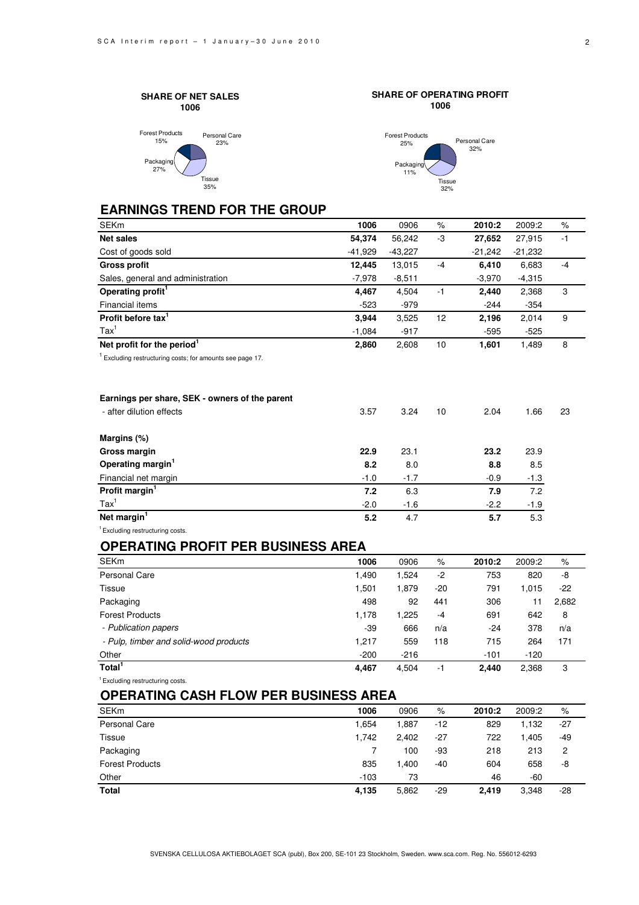**SHARE OF NET SALES 1006**

Forest Products 15%
Personal Care 23%
Packaging 27%
Tissue 35%

**SHARE OF OPERATING PROFIT 1006**

Forest Products 25%
Personal Care 32%
Packaging 11%
Tissue 32%

## EARNINGS TREND FOR THE GROUP

| SEKm | 1006 | 0906 | % | 2010:2 | 2009:2 | % |
|---|---|---|---|---|---|---|
| **Net sales** | **54,374** | 56,242 | -3 | **27,652** | 27,915 | -1 |
| Cost of goods sold | -41,929 | -43,227 | | -21,242 | -21,232 | |
| **Gross profit** | **12,445** | 13,015 | -4 | **6,410** | 6,683 | -4 |
| Sales, general and administration | -7,978 | -8,511 | | -3,970 | -4,315 | |
| **Operating profit**[1] | **4,467** | 4,504 | -1 | **2,440** | 2,368 | 3 |
| Financial items | -523 | -979 | | -244 | -354 | |
| **Profit before tax**[1] | **3,944** | 3,525 | 12 | **2,196** | 2,014 | 9 |
| Tax[1] | -1,084 | -917 | | -595 | -525 | |
| **Net profit for the period**[1] | **2,860** | 2,608 | 10 | **1,601** | 1,489 | 8 |

[1] Excluding restructuring costs; for amounts see page 17.

| **Earnings per share, SEK - owners of the parent** | | | | | | |
|---|---|---|---|---|---|---|
| - after dilution effects | 3.57 | 3.24 | 10 | 2.04 | 1.66 | 23 |

| **Margins (%)** | | | | |
|---|---|---|---|---|
| **Gross margin** | **22.9** | 23.1 | **23.2** | 23.9 |
| **Operating margin**[1] | **8.2** | 8.0 | **8.8** | 8.5 |
| Financial net margin | -1.0 | -1.7 | -0.9 | -1.3 |
| **Profit margin**[1] | **7.2** | 6.3 | **7.9** | 7.2 |
| Tax[1] | -2.0 | -1.6 | -2.2 | -1.9 |
| **Net margin**[1] | **5.2** | 4.7 | **5.7** | 5.3 |

[1] Excluding restructuring costs.

## OPERATING PROFIT PER BUSINESS AREA

| SEKm | 1006 | 0906 | % | 2010:2 | 2009:2 | % |
|---|---|---|---|---|---|---|
| Personal Care | 1,490 | 1,524 | -2 | 753 | 820 | -8 |
| Tissue | 1,501 | 1,879 | -20 | 791 | 1,015 | -22 |
| Packaging | 498 | 92 | 441 | 306 | 11 | 2,682 |
| Forest Products | 1,178 | 1,225 | -4 | 691 | 642 | 8 |
| *- Publication papers* | -39 | 666 | n/a | -24 | 378 | n/a |
| *- Pulp, timber and solid-wood products* | 1,217 | 559 | 118 | 715 | 264 | 171 |
| Other | -200 | -216 | | -101 | -120 | |
| **Total**[1] | **4,467** | 4,504 | -1 | **2,440** | 2,368 | 3 |

[1] Excluding restructuring costs.

## OPERATING CASH FLOW PER BUSINESS AREA

| SEKm | 1006 | 0906 | % | 2010:2 | 2009:2 | % |
|---|---|---|---|---|---|---|
| Personal Care | 1,654 | 1,887 | -12 | 829 | 1,132 | -27 |
| Tissue | 1,742 | 2,402 | -27 | 722 | 1,405 | -49 |
| Packaging | 7 | 100 | -93 | 218 | 213 | 2 |
| Forest Products | 835 | 1,400 | -40 | 604 | 658 | -8 |
| Other | -103 | 73 | | 46 | -60 | |
| **Total** | **4,135** | 5,862 | -29 | **2,419** | 3,348 | -28 |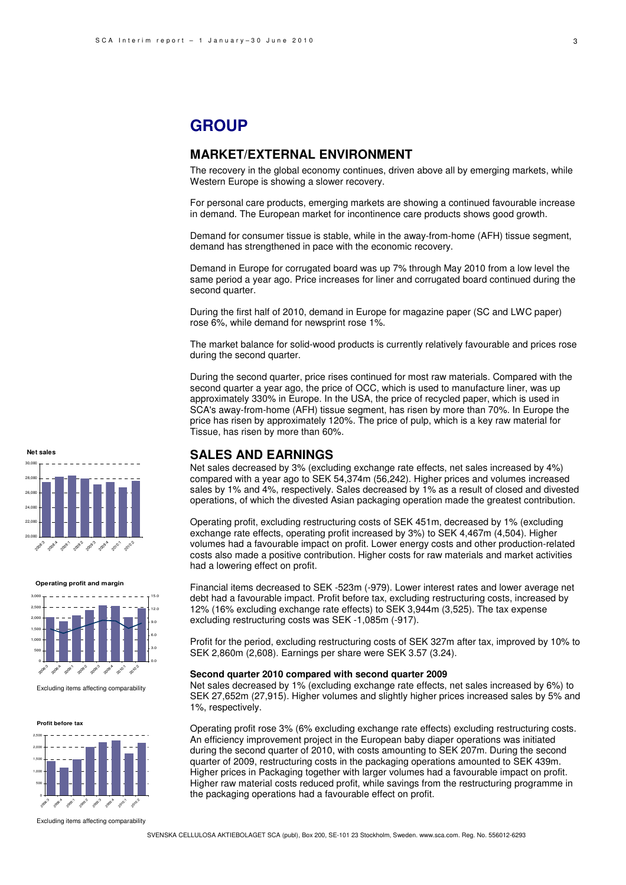# GROUP

## MARKET/EXTERNAL ENVIRONMENT

The recovery in the global economy continues, driven above all by emerging markets, while Western Europe is showing a slower recovery.

For personal care products, emerging markets are showing a continued favourable increase in demand. The European market for incontinence care products shows good growth.

Demand for consumer tissue is stable, while in the away-from-home (AFH) tissue segment, demand has strengthened in pace with the economic recovery.

Demand in Europe for corrugated board was up 7% through May 2010 from a low level the same period a year ago. Price increases for liner and corrugated board continued during the second quarter.

During the first half of 2010, demand in Europe for magazine paper (SC and LWC paper) rose 6%, while demand for newsprint rose 1%.

The market balance for solid-wood products is currently relatively favourable and prices rose during the second quarter.

During the second quarter, price rises continued for most raw materials. Compared with the second quarter a year ago, the price of OCC, which is used to manufacture liner, was up approximately 330% in Europe. In the USA, the price of recycled paper, which is used in SCA's away-from-home (AFH) tissue segment, has risen by more than 70%. In Europe the price has risen by approximately 120%. The price of pulp, which is a key raw material for Tissue, has risen by more than 60%.

## SALES AND EARNINGS

Net sales decreased by 3% (excluding exchange rate effects, net sales increased by 4%) compared with a year ago to SEK 54,374m (56,242). Higher prices and volumes increased sales by 1% and 4%, respectively. Sales decreased by 1% as a result of closed and divested operations, of which the divested Asian packaging operation made the greatest contribution.

Operating profit, excluding restructuring costs of SEK 451m, decreased by 1% (excluding exchange rate effects, operating profit increased by 3%) to SEK 4,467m (4,504). Higher volumes had a favourable impact on profit. Lower energy costs and other production-related costs also made a positive contribution. Higher costs for raw materials and market activities had a lowering effect on profit.

Financial items decreased to SEK -523m (-979). Lower interest rates and lower average net debt had a favourable impact. Profit before tax, excluding restructuring costs, increased by 12% (16% excluding exchange rate effects) to SEK 3,944m (3,525). The tax expense excluding restructuring costs was SEK -1,085m (-917).

Profit for the period, excluding restructuring costs of SEK 327m after tax, improved by 10% to SEK 2,860m (2,608). Earnings per share were SEK 3.57 (3.24).

### Second quarter 2010 compared with second quarter 2009

Net sales decreased by 1% (excluding exchange rate effects, net sales increased by 6%) to SEK 27,652m (27,915). Higher volumes and slightly higher prices increased sales by 5% and 1%, respectively.

Operating profit rose 3% (6% excluding exchange rate effects) excluding restructuring costs. An efficiency improvement project in the European baby diaper operations was initiated during the second quarter of 2010, with costs amounting to SEK 207m. During the second quarter of 2009, restructuring costs in the packaging operations amounted to SEK 439m. Higher prices in Packaging together with larger volumes had a favourable impact on profit. Higher raw material costs reduced profit, while savings from the restructuring programme in the packaging operations had a favourable effect on profit.

**Net sales**

**Operating profit and margin**

Excluding items affecting comparability

**Profit before tax**

Excluding items affecting comparability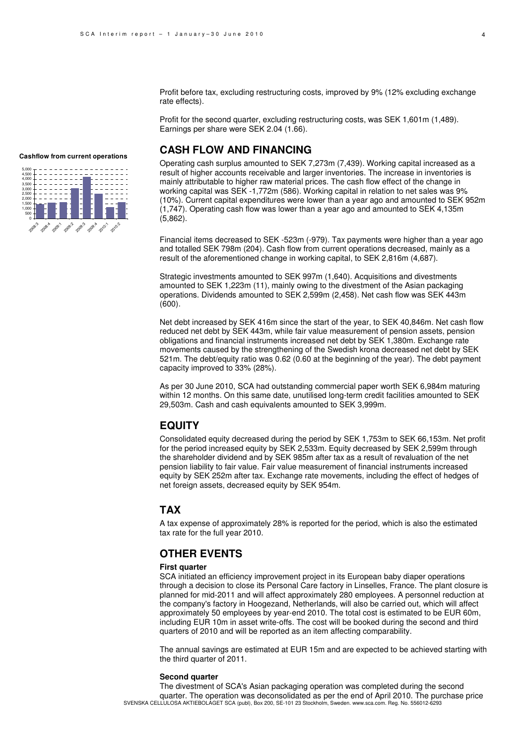Profit before tax, excluding restructuring costs, improved by 9% (12% excluding exchange rate effects).

Profit for the second quarter, excluding restructuring costs, was SEK 1,601m (1,489). Earnings per share were SEK 2.04 (1.66).

**Cashflow from current operations**

## CASH FLOW AND FINANCING

Operating cash surplus amounted to SEK 7,273m (7,439). Working capital increased as a result of higher accounts receivable and larger inventories. The increase in inventories is mainly attributable to higher raw material prices. The cash flow effect of the change in working capital was SEK -1,772m (586). Working capital in relation to net sales was 9% (10%). Current capital expenditures were lower than a year ago and amounted to SEK 952m (1,747). Operating cash flow was lower than a year ago and amounted to SEK 4,135m (5,862).

Financial items decreased to SEK -523m (-979). Tax payments were higher than a year ago and totalled SEK 798m (204). Cash flow from current operations decreased, mainly as a result of the aforementioned change in working capital, to SEK 2,816m (4,687).

Strategic investments amounted to SEK 997m (1,640). Acquisitions and divestments amounted to SEK 1,223m (11), mainly owing to the divestment of the Asian packaging operations. Dividends amounted to SEK 2,599m (2,458). Net cash flow was SEK 443m (600).

Net debt increased by SEK 416m since the start of the year, to SEK 40,846m. Net cash flow reduced net debt by SEK 443m, while fair value measurement of pension assets, pension obligations and financial instruments increased net debt by SEK 1,380m. Exchange rate movements caused by the strengthening of the Swedish krona decreased net debt by SEK 521m. The debt/equity ratio was 0.62 (0.60 at the beginning of the year). The debt payment capacity improved to 33% (28%).

As per 30 June 2010, SCA had outstanding commercial paper worth SEK 6,984m maturing within 12 months. On this same date, unutilised long-term credit facilities amounted to SEK 29,503m. Cash and cash equivalents amounted to SEK 3,999m.

## EQUITY

Consolidated equity decreased during the period by SEK 1,753m to SEK 66,153m. Net profit for the period increased equity by SEK 2,533m. Equity decreased by SEK 2,599m through the shareholder dividend and by SEK 985m after tax as a result of revaluation of the net pension liability to fair value. Fair value measurement of financial instruments increased equity by SEK 252m after tax. Exchange rate movements, including the effect of hedges of net foreign assets, decreased equity by SEK 954m.

## TAX

A tax expense of approximately 28% is reported for the period, which is also the estimated tax rate for the full year 2010.

## OTHER EVENTS

**First quarter**

SCA initiated an efficiency improvement project in its European baby diaper operations through a decision to close its Personal Care factory in Linselles, France. The plant closure is planned for mid-2011 and will affect approximately 280 employees. A personnel reduction at the company's factory in Hoogezand, Netherlands, will also be carried out, which will affect approximately 50 employees by year-end 2010. The total cost is estimated to be EUR 60m, including EUR 10m in asset write-offs. The cost will be booked during the second and third quarters of 2010 and will be reported as an item affecting comparability.

The annual savings are estimated at EUR 15m and are expected to be achieved starting with the third quarter of 2011.

**Second quarter**

The divestment of SCA's Asian packaging operation was completed during the second quarter. The operation was deconsolidated as per the end of April 2010. The purchase price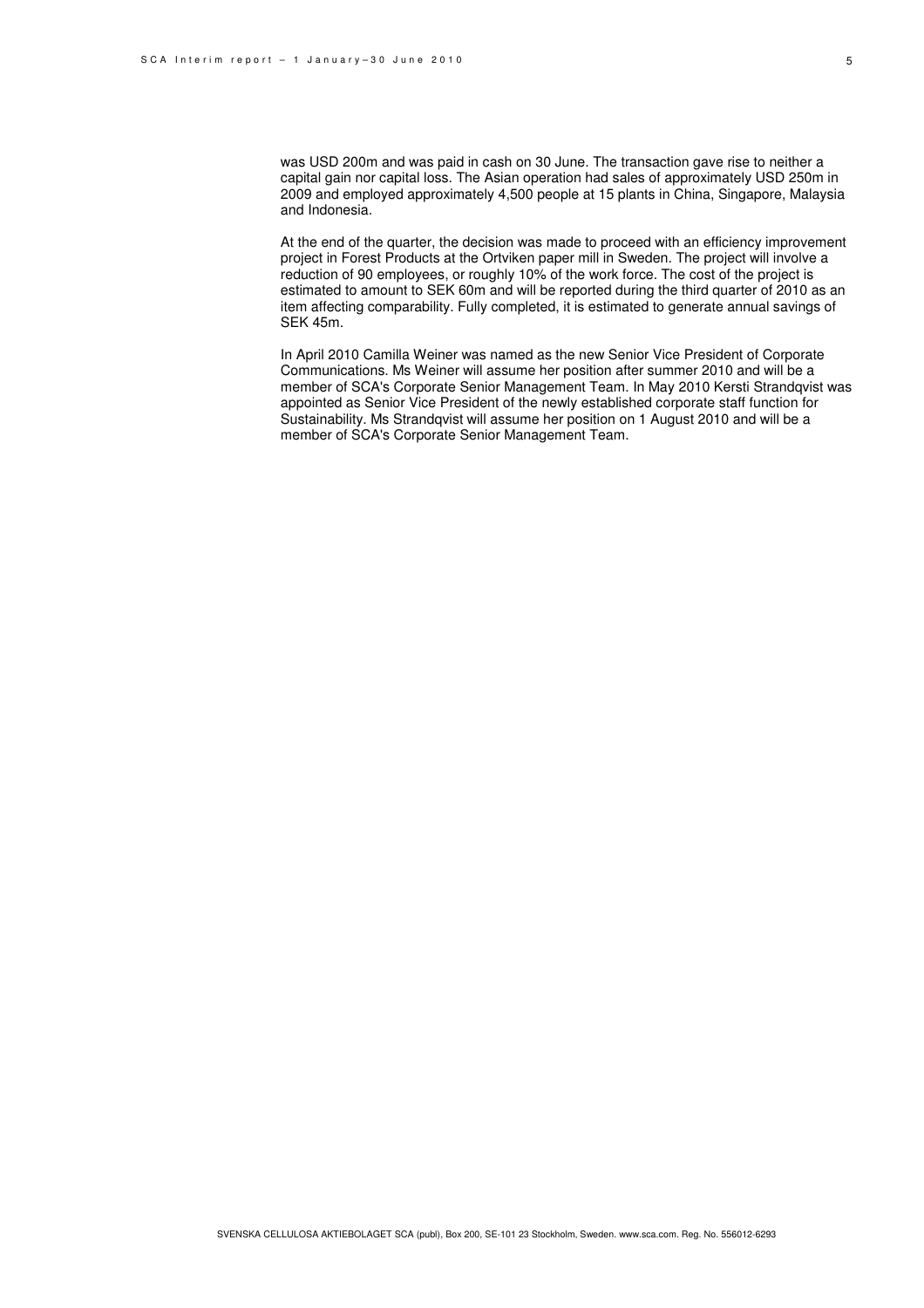was USD 200m and was paid in cash on 30 June. The transaction gave rise to neither a capital gain nor capital loss. The Asian operation had sales of approximately USD 250m in 2009 and employed approximately 4,500 people at 15 plants in China, Singapore, Malaysia and Indonesia.

At the end of the quarter, the decision was made to proceed with an efficiency improvement project in Forest Products at the Ortviken paper mill in Sweden. The project will involve a reduction of 90 employees, or roughly 10% of the work force. The cost of the project is estimated to amount to SEK 60m and will be reported during the third quarter of 2010 as an item affecting comparability. Fully completed, it is estimated to generate annual savings of SEK 45m.

In April 2010 Camilla Weiner was named as the new Senior Vice President of Corporate Communications. Ms Weiner will assume her position after summer 2010 and will be a member of SCA's Corporate Senior Management Team. In May 2010 Kersti Strandqvist was appointed as Senior Vice President of the newly established corporate staff function for Sustainability. Ms Strandqvist will assume her position on 1 August 2010 and will be a member of SCA's Corporate Senior Management Team.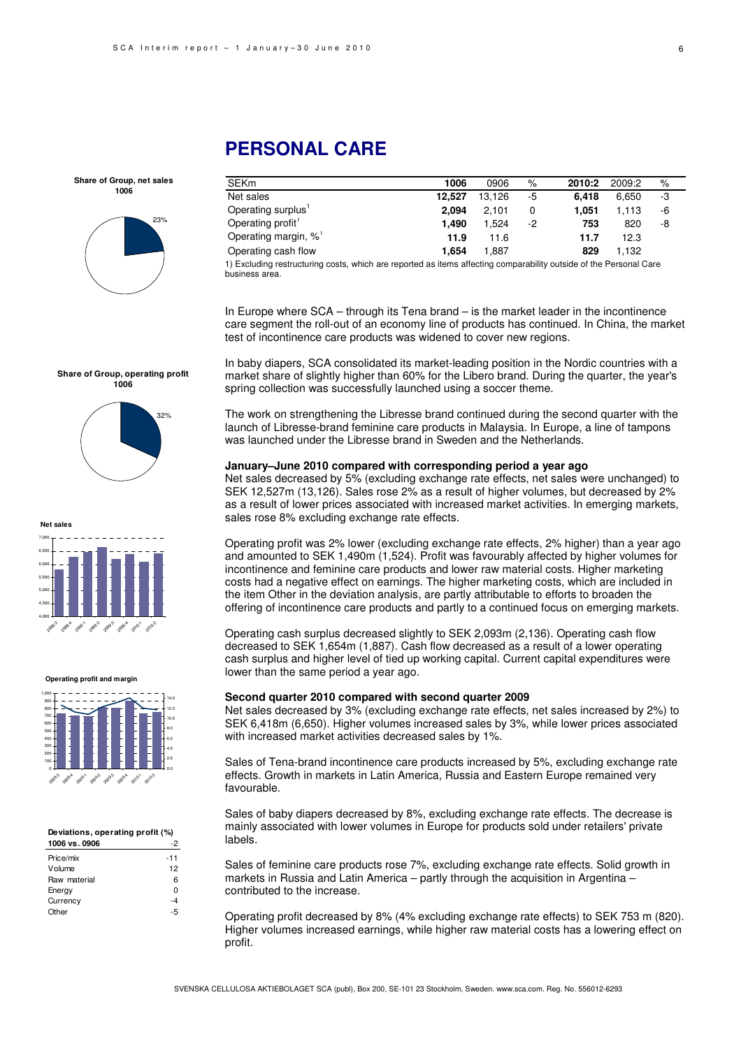# PERSONAL CARE

| SEKm | 1006 | 0906 | % | 2010:2 | 2009:2 | % |
|---|---|---|---|---|---|---|
| Net sales | **12,527** | 13,126 | -5 | **6,418** | 6,650 | -3 |
| Operating surplus[1] | **2,094** | 2,101 | 0 | **1,051** | 1,113 | -6 |
| Operating profit[1] | **1,490** | 1,524 | -2 | **753** | 820 | -8 |
| Operating margin, %[1] | **11.9** | 11.6 | | **11.7** | 12.3 | |
| Operating cash flow | **1,654** | 1,887 | | **829** | 1,132 | |

1) Excluding restructuring costs, which are reported as items affecting comparability outside of the Personal Care business area.

**Share of Group, net sales 1006**

23%

**Share of Group, operating profit 1006**

32%

**Net sales**

**Operating profit and margin**

**Deviations, operating profit (%)**

| 1006 vs. 0906 | -2 |
|---|---|
| Price/mix | -11 |
| Volume | 12 |
| Raw material | 6 |
| Energy | 0 |
| Currency | -4 |
| Other | -5 |

In Europe where SCA – through its Tena brand – is the market leader in the incontinence care segment the roll-out of an economy line of products has continued. In China, the market test of incontinence care products was widened to cover new regions.

In baby diapers, SCA consolidated its market-leading position in the Nordic countries with a market share of slightly higher than 60% for the Libero brand. During the quarter, the year's spring collection was successfully launched using a soccer theme.

The work on strengthening the Libresse brand continued during the second quarter with the launch of Libresse-brand feminine care products in Malaysia. In Europe, a line of tampons was launched under the Libresse brand in Sweden and the Netherlands.

### January–June 2010 compared with corresponding period a year ago

Net sales decreased by 5% (excluding exchange rate effects, net sales were unchanged) to SEK 12,527m (13,126). Sales rose 2% as a result of higher volumes, but decreased by 2% as a result of lower prices associated with increased market activities. In emerging markets, sales rose 8% excluding exchange rate effects.

Operating profit was 2% lower (excluding exchange rate effects, 2% higher) than a year ago and amounted to SEK 1,490m (1,524). Profit was favourably affected by higher volumes for incontinence and feminine care products and lower raw material costs. Higher marketing costs had a negative effect on earnings. The higher marketing costs, which are included in the item Other in the deviation analysis, are partly attributable to efforts to broaden the offering of incontinence care products and partly to a continued focus on emerging markets.

Operating cash surplus decreased slightly to SEK 2,093m (2,136). Operating cash flow decreased to SEK 1,654m (1,887). Cash flow decreased as a result of a lower operating cash surplus and higher level of tied up working capital. Current capital expenditures were lower than the same period a year ago.

### Second quarter 2010 compared with second quarter 2009

Net sales decreased by 3% (excluding exchange rate effects, net sales increased by 2%) to SEK 6,418m (6,650). Higher volumes increased sales by 3%, while lower prices associated with increased market activities decreased sales by 1%.

Sales of Tena-brand incontinence care products increased by 5%, excluding exchange rate effects. Growth in markets in Latin America, Russia and Eastern Europe remained very favourable.

Sales of baby diapers decreased by 8%, excluding exchange rate effects. The decrease is mainly associated with lower volumes in Europe for products sold under retailers' private labels.

Sales of feminine care products rose 7%, excluding exchange rate effects. Solid growth in markets in Russia and Latin America – partly through the acquisition in Argentina – contributed to the increase.

Operating profit decreased by 8% (4% excluding exchange rate effects) to SEK 753 m (820). Higher volumes increased earnings, while higher raw material costs has a lowering effect on profit.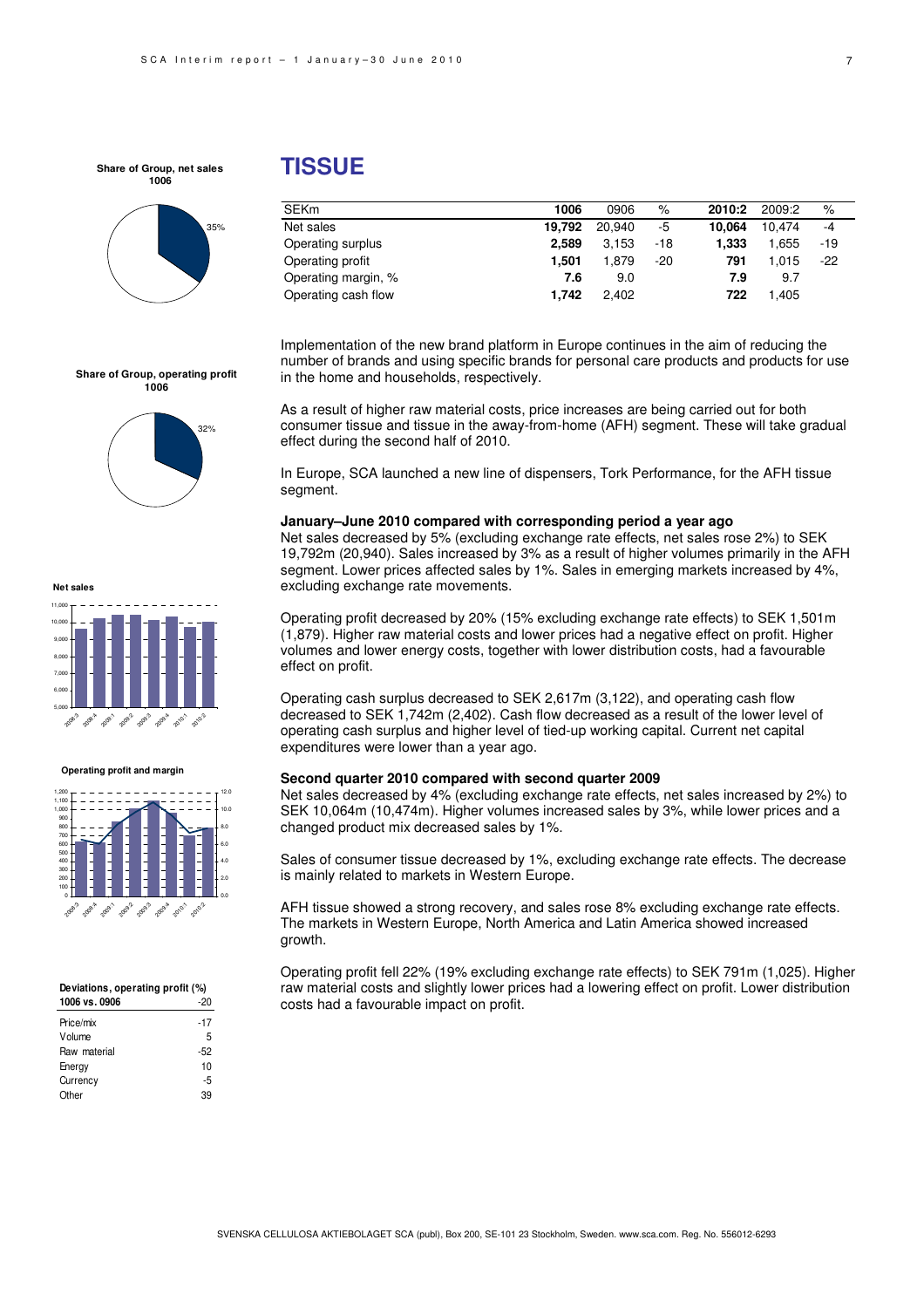## TISSUE

| SEKm | 1006 | 0906 | % | 2010:2 | 2009:2 | % |
|---|---|---|---|---|---|---|
| Net sales | **19,792** | 20,940 | -5 | **10,064** | 10,474 | -4 |
| Operating surplus | **2,589** | 3,153 | -18 | **1,333** | 1,655 | -19 |
| Operating profit | **1,501** | 1,879 | -20 | **791** | 1,015 | -22 |
| Operating margin, % | **7.6** | 9.0 | | **7.9** | 9.7 | |
| Operating cash flow | **1,742** | 2,402 | | **722** | 1,405 | |

Implementation of the new brand platform in Europe continues in the aim of reducing the number of brands and using specific brands for personal care products and products for use in the home and households, respectively.

As a result of higher raw material costs, price increases are being carried out for both consumer tissue and tissue in the away-from-home (AFH) segment. These will take gradual effect during the second half of 2010.

In Europe, SCA launched a new line of dispensers, Tork Performance, for the AFH tissue segment.

**January–June 2010 compared with corresponding period a year ago**

Net sales decreased by 5% (excluding exchange rate effects, net sales rose 2%) to SEK 19,792m (20,940). Sales increased by 3% as a result of higher volumes primarily in the AFH segment. Lower prices affected sales by 1%. Sales in emerging markets increased by 4%, excluding exchange rate movements.

Operating profit decreased by 20% (15% excluding exchange rate effects) to SEK 1,501m (1,879). Higher raw material costs and lower prices had a negative effect on profit. Higher volumes and lower energy costs, together with lower distribution costs, had a favourable effect on profit.

Operating cash surplus decreased to SEK 2,617m (3,122), and operating cash flow decreased to SEK 1,742m (2,402). Cash flow decreased as a result of the lower level of operating cash surplus and higher level of tied-up working capital. Current net capital expenditures were lower than a year ago.

**Second quarter 2010 compared with second quarter 2009**

Net sales decreased by 4% (excluding exchange rate effects, net sales increased by 2%) to SEK 10,064m (10,474m). Higher volumes increased sales by 3%, while lower prices and a changed product mix decreased sales by 1%.

Sales of consumer tissue decreased by 1%, excluding exchange rate effects. The decrease is mainly related to markets in Western Europe.

AFH tissue showed a strong recovery, and sales rose 8% excluding exchange rate effects. The markets in Western Europe, North America and Latin America showed increased growth.

Operating profit fell 22% (19% excluding exchange rate effects) to SEK 791m (1,025). Higher raw material costs and slightly lower prices had a lowering effect on profit. Lower distribution costs had a favourable impact on profit.

**Share of Group, net sales 1006**

35%

**Share of Group, operating profit 1006**

32%

**Net sales**

**Operating profit and margin**

| Deviations, operating profit (%) 1006 vs. 0906 | -20 |
|---|---|
| Price/mix | -17 |
| Volume | 5 |
| Raw material | -52 |
| Energy | 10 |
| Currency | -5 |
| Other | 39 |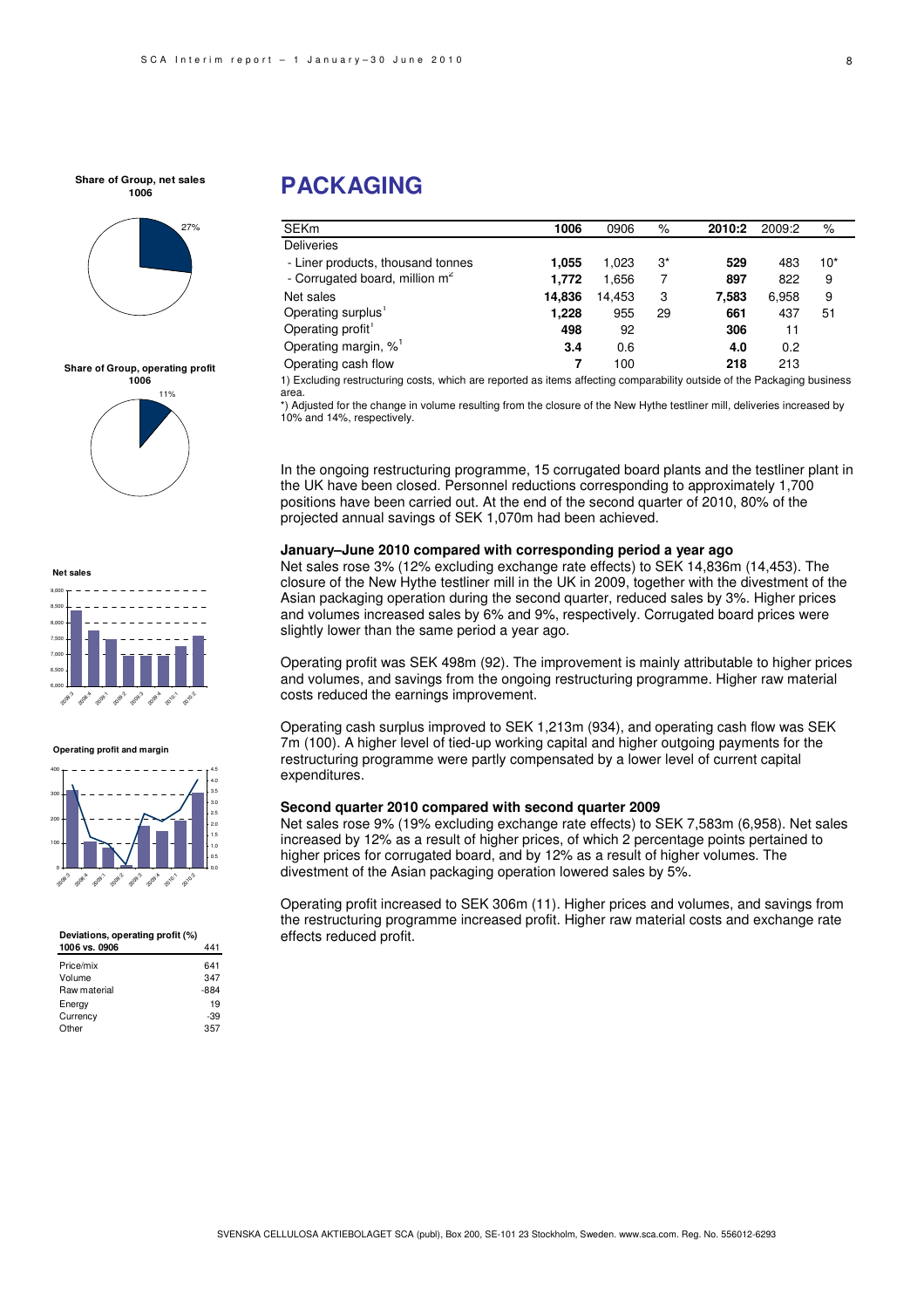# PACKAGING

| SEKm | 1006 | 0906 | % | 2010:2 | 2009:2 | % |
|---|---|---|---|---|---|---|
| Deliveries | | | | | | |
| - Liner products, thousand tonnes | **1,055** | 1,023 | 3* | **529** | 483 | 10* |
| - Corrugated board, million m² | **1,772** | 1,656 | 7 | **897** | 822 | 9 |
| Net sales | **14,836** | 14,453 | 3 | **7,583** | 6,958 | 9 |
| Operating surplus[1] | **1,228** | 955 | 29 | **661** | 437 | 51 |
| Operating profit[1] | **498** | 92 | | **306** | 11 | |
| Operating margin, %[1] | **3.4** | 0.6 | | **4.0** | 0.2 | |
| Operating cash flow | **7** | 100 | | **218** | 213 | |

1) Excluding restructuring costs, which are reported as items affecting comparability outside of the Packaging business area.

*) Adjusted for the change in volume resulting from the closure of the New Hythe testliner mill, deliveries increased by 10% and 14%, respectively.

In the ongoing restructuring programme, 15 corrugated board plants and the testliner plant in the UK have been closed. Personnel reductions corresponding to approximately 1,700 positions have been carried out. At the end of the second quarter of 2010, 80% of the projected annual savings of SEK 1,070m had been achieved.

**January–June 2010 compared with corresponding period a year ago**

Net sales rose 3% (12% excluding exchange rate effects) to SEK 14,836m (14,453). The closure of the New Hythe testliner mill in the UK in 2009, together with the divestment of the Asian packaging operation during the second quarter, reduced sales by 3%. Higher prices and volumes increased sales by 6% and 9%, respectively. Corrugated board prices were slightly lower than the same period a year ago.

Operating profit was SEK 498m (92). The improvement is mainly attributable to higher prices and volumes, and savings from the ongoing restructuring programme. Higher raw material costs reduced the earnings improvement.

Operating cash surplus improved to SEK 1,213m (934), and operating cash flow was SEK 7m (100). A higher level of tied-up working capital and higher outgoing payments for the restructuring programme were partly compensated by a lower level of current capital expenditures.

**Second quarter 2010 compared with second quarter 2009**

Net sales rose 9% (19% excluding exchange rate effects) to SEK 7,583m (6,958). Net sales increased by 12% as a result of higher prices, of which 2 percentage points pertained to higher prices for corrugated board, and by 12% as a result of higher volumes. The divestment of the Asian packaging operation lowered sales by 5%.

Operating profit increased to SEK 306m (11). Higher prices and volumes, and savings from the restructuring programme increased profit. Higher raw material costs and exchange rate effects reduced profit.

**Share of Group, net sales 1006**

27%

**Share of Group, operating profit 1006**

11%

**Net sales**

**Operating profit and margin**

**Deviations, operating profit (%)**

| 1006 vs. 0906 | 441 |
|---|---|
| Price/mix | 641 |
| Volume | 347 |
| Raw material | -884 |
| Energy | 19 |
| Currency | -39 |
| Other | 357 |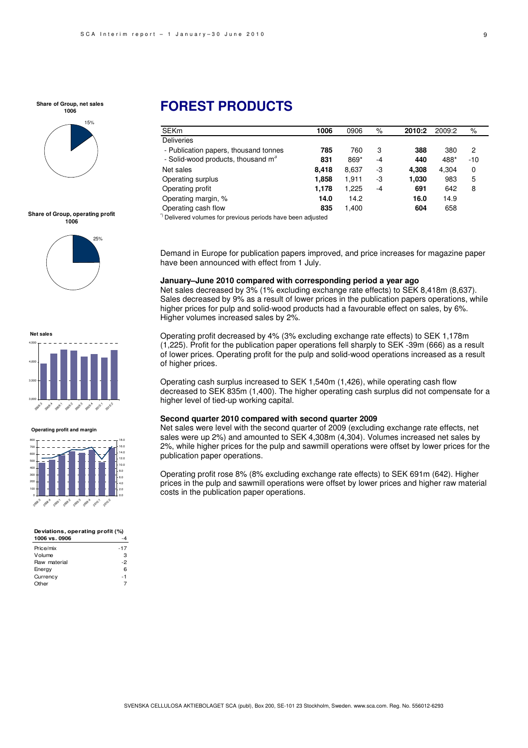# FOREST PRODUCTS

| SEKm | 1006 | 0906 | % | 2010:2 | 2009:2 | % |
|---|---|---|---|---|---|---|
| Deliveries | | | | | | |
| - Publication papers, thousand tonnes | **785** | 760 | 3 | **388** | 380 | 2 |
| - Solid-wood products, thousand m³ | **831** | 869* | -4 | **440** | 488* | -10 |
| Net sales | **8,418** | 8,637 | -3 | **4,308** | 4,304 | 0 |
| Operating surplus | **1,858** | 1,911 | -3 | **1,030** | 983 | 5 |
| Operating profit | **1,178** | 1,225 | -4 | **691** | 642 | 8 |
| Operating margin, % | **14.0** | 14.2 | | **16.0** | 14.9 | |
| Operating cash flow | **835** | 1,400 | | **604** | 658 | |

*) Delivered volumes for previous periods have been adjusted

**Share of Group, net sales 1006**

15%

**Share of Group, operating profit 1006**

25%

**Net sales**

**Operating profit and margin**

**Deviations, operating profit (%)**

| 1006 vs. 0906 | -4 |
|---|---|
| Price/mix | -17 |
| Volume | 3 |
| Raw material | -2 |
| Energy | 6 |
| Currency | -1 |
| Other | 7 |

Demand in Europe for publication papers improved, and price increases for magazine paper have been announced with effect from 1 July.

**January–June 2010 compared with corresponding period a year ago**

Net sales decreased by 3% (1% excluding exchange rate effects) to SEK 8,418m (8,637). Sales decreased by 9% as a result of lower prices in the publication papers operations, while higher prices for pulp and solid-wood products had a favourable effect on sales, by 6%. Higher volumes increased sales by 2%.

Operating profit decreased by 4% (3% excluding exchange rate effects) to SEK 1,178m (1,225). Profit for the publication paper operations fell sharply to SEK -39m (666) as a result of lower prices. Operating profit for the pulp and solid-wood operations increased as a result of higher prices.

Operating cash surplus increased to SEK 1,540m (1,426), while operating cash flow decreased to SEK 835m (1,400). The higher operating cash surplus did not compensate for a higher level of tied-up working capital.

**Second quarter 2010 compared with second quarter 2009**

Net sales were level with the second quarter of 2009 (excluding exchange rate effects, net sales were up 2%) and amounted to SEK 4,308m (4,304). Volumes increased net sales by 2%, while higher prices for the pulp and sawmill operations were offset by lower prices for the publication paper operations.

Operating profit rose 8% (8% excluding exchange rate effects) to SEK 691m (642). Higher prices in the pulp and sawmill operations were offset by lower prices and higher raw material costs in the publication paper operations.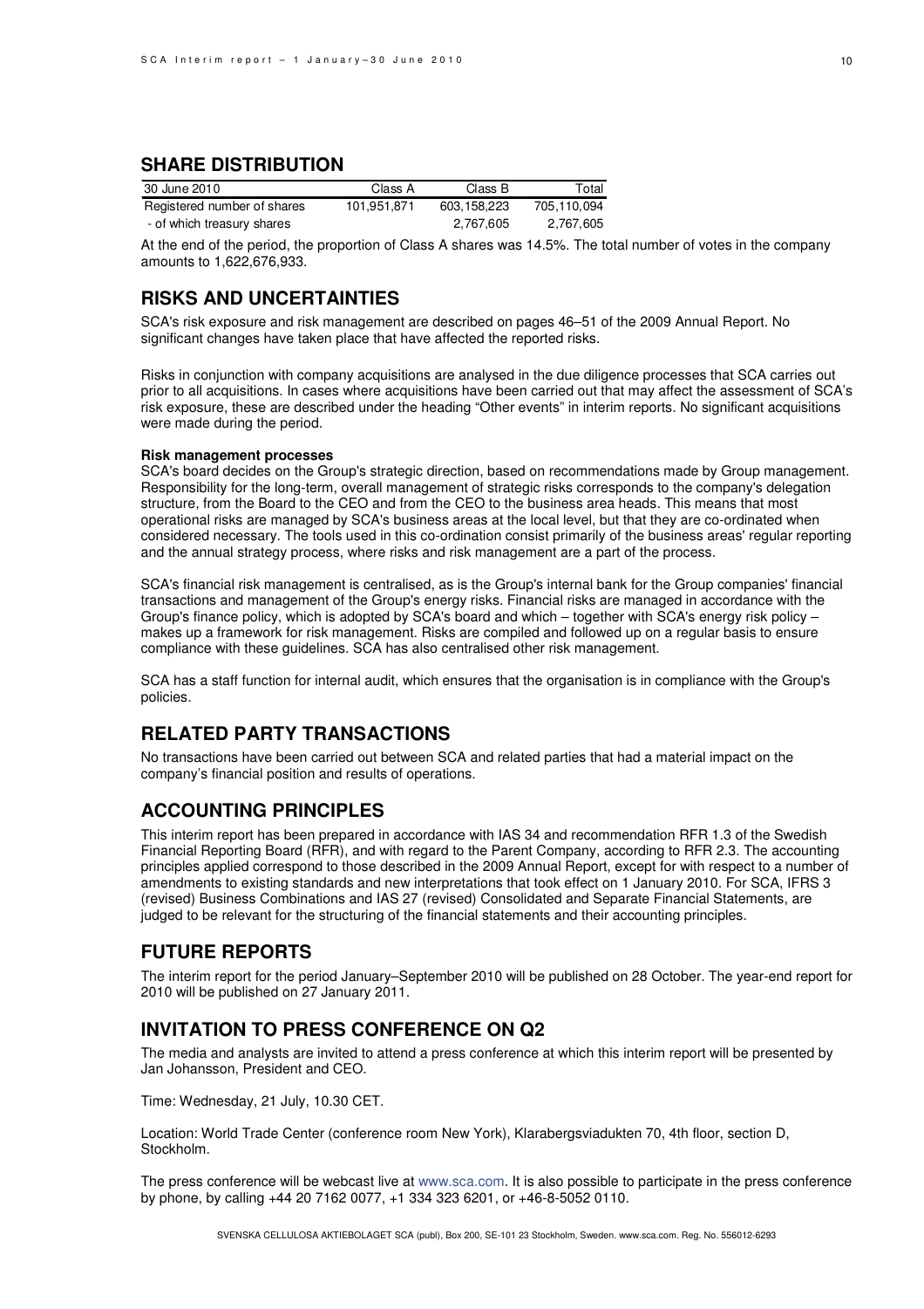## SHARE DISTRIBUTION

| 30 June 2010 | Class A | Class B | Total |
|---|---|---|---|
| Registered number of shares | 101,951,871 | 603,158,223 | 705,110,094 |
| - of which treasury shares | | 2,767,605 | 2,767,605 |

At the end of the period, the proportion of Class A shares was 14.5%. The total number of votes in the company amounts to 1,622,676,933.

## RISKS AND UNCERTAINTIES

SCA's risk exposure and risk management are described on pages 46–51 of the 2009 Annual Report. No significant changes have taken place that have affected the reported risks.

Risks in conjunction with company acquisitions are analysed in the due diligence processes that SCA carries out prior to all acquisitions. In cases where acquisitions have been carried out that may affect the assessment of SCA's risk exposure, these are described under the heading "Other events" in interim reports. No significant acquisitions were made during the period.

**Risk management processes**

SCA's board decides on the Group's strategic direction, based on recommendations made by Group management. Responsibility for the long-term, overall management of strategic risks corresponds to the company's delegation structure, from the Board to the CEO and from the CEO to the business area heads. This means that most operational risks are managed by SCA's business areas at the local level, but that they are co-ordinated when considered necessary. The tools used in this co-ordination consist primarily of the business areas' regular reporting and the annual strategy process, where risks and risk management are a part of the process.

SCA's financial risk management is centralised, as is the Group's internal bank for the Group companies' financial transactions and management of the Group's energy risks. Financial risks are managed in accordance with the Group's finance policy, which is adopted by SCA's board and which – together with SCA's energy risk policy – makes up a framework for risk management. Risks are compiled and followed up on a regular basis to ensure compliance with these guidelines. SCA has also centralised other risk management.

SCA has a staff function for internal audit, which ensures that the organisation is in compliance with the Group's policies.

## RELATED PARTY TRANSACTIONS

No transactions have been carried out between SCA and related parties that had a material impact on the company's financial position and results of operations.

## ACCOUNTING PRINCIPLES

This interim report has been prepared in accordance with IAS 34 and recommendation RFR 1.3 of the Swedish Financial Reporting Board (RFR), and with regard to the Parent Company, according to RFR 2.3. The accounting principles applied correspond to those described in the 2009 Annual Report, except for with respect to a number of amendments to existing standards and new interpretations that took effect on 1 January 2010. For SCA, IFRS 3 (revised) Business Combinations and IAS 27 (revised) Consolidated and Separate Financial Statements, are judged to be relevant for the structuring of the financial statements and their accounting principles.

## FUTURE REPORTS

The interim report for the period January–September 2010 will be published on 28 October. The year-end report for 2010 will be published on 27 January 2011.

## INVITATION TO PRESS CONFERENCE ON Q2

The media and analysts are invited to attend a press conference at which this interim report will be presented by Jan Johansson, President and CEO.

Time: Wednesday, 21 July, 10.30 CET.

Location: World Trade Center (conference room New York), Klarabergsviadukten 70, 4th floor, section D, Stockholm.

The press conference will be webcast live at www.sca.com. It is also possible to participate in the press conference by phone, by calling +44 20 7162 0077, +1 334 323 6201, or +46-8-5052 0110.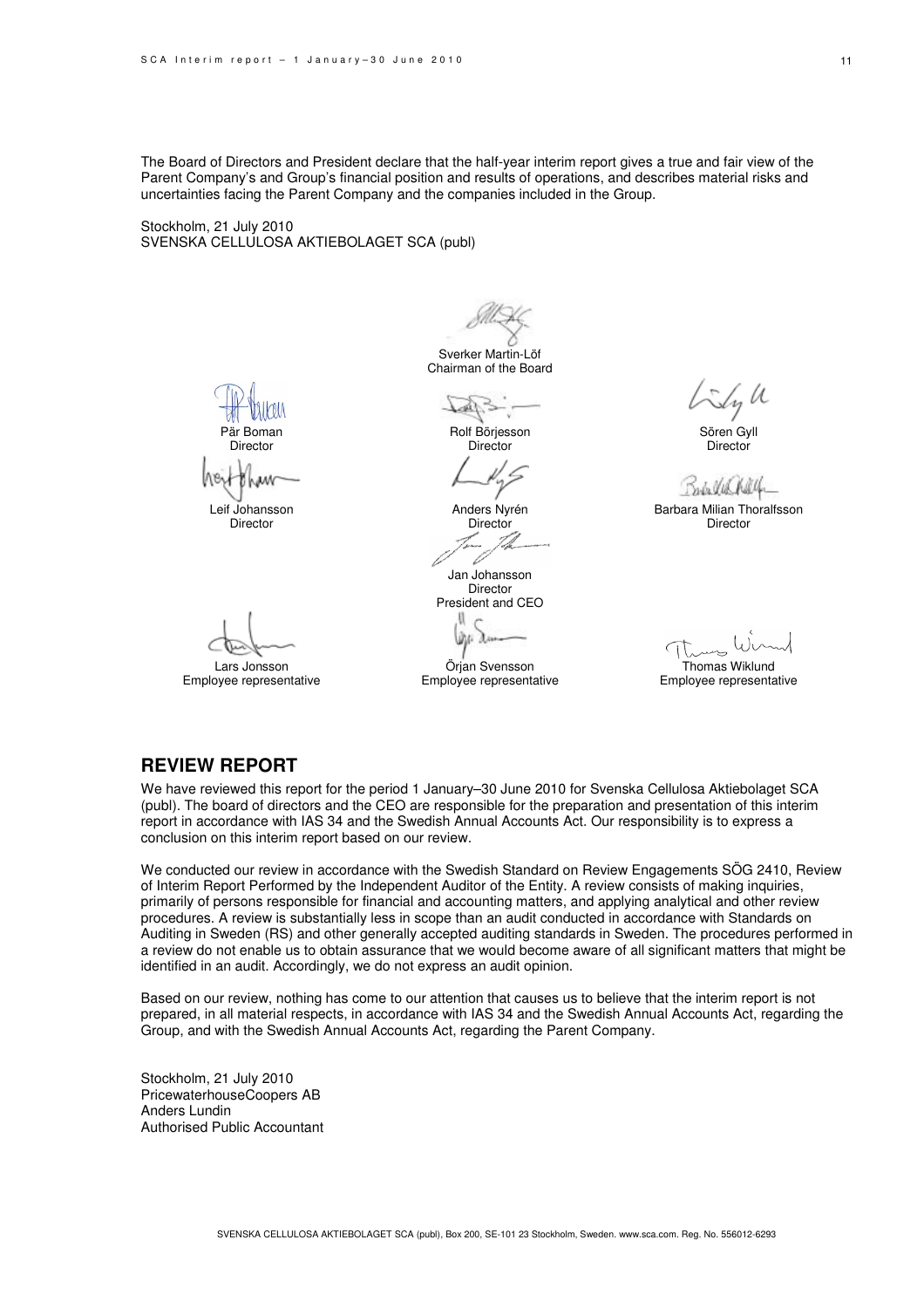The Board of Directors and President declare that the half-year interim report gives a true and fair view of the Parent Company's and Group's financial position and results of operations, and describes material risks and uncertainties facing the Parent Company and the companies included in the Group.

Stockholm, 21 July 2010
SVENSKA CELLULOSA AKTIEBOLAGET SCA (publ)

Sverker Martin-Löf
Chairman of the Board

Pär Boman
Director

Rolf Börjesson
Director

Sören Gyll
Director

Leif Johansson
Director

Anders Nyrén
Director

Barbara Milian Thoralfsson
Director

Jan Johansson
Director
President and CEO

Lars Jonsson
Employee representative

Örjan Svensson
Employee representative

Thomas Wiklund
Employee representative

## REVIEW REPORT

We have reviewed this report for the period 1 January–30 June 2010 for Svenska Cellulosa Aktiebolaget SCA (publ). The board of directors and the CEO are responsible for the preparation and presentation of this interim report in accordance with IAS 34 and the Swedish Annual Accounts Act. Our responsibility is to express a conclusion on this interim report based on our review.

We conducted our review in accordance with the Swedish Standard on Review Engagements SÖG 2410, Review of Interim Report Performed by the Independent Auditor of the Entity. A review consists of making inquiries, primarily of persons responsible for financial and accounting matters, and applying analytical and other review procedures. A review is substantially less in scope than an audit conducted in accordance with Standards on Auditing in Sweden (RS) and other generally accepted auditing standards in Sweden. The procedures performed in a review do not enable us to obtain assurance that we would become aware of all significant matters that might be identified in an audit. Accordingly, we do not express an audit opinion.

Based on our review, nothing has come to our attention that causes us to believe that the interim report is not prepared, in all material respects, in accordance with IAS 34 and the Swedish Annual Accounts Act, regarding the Group, and with the Swedish Annual Accounts Act, regarding the Parent Company.

Stockholm, 21 July 2010
PricewaterhouseCoopers AB
Anders Lundin
Authorised Public Accountant

SVENSKA CELLULOSA AKTIEBOLAGET SCA (publ), Box 200, SE-101 23 Stockholm, Sweden. www.sca.com. Reg. No. 556012-6293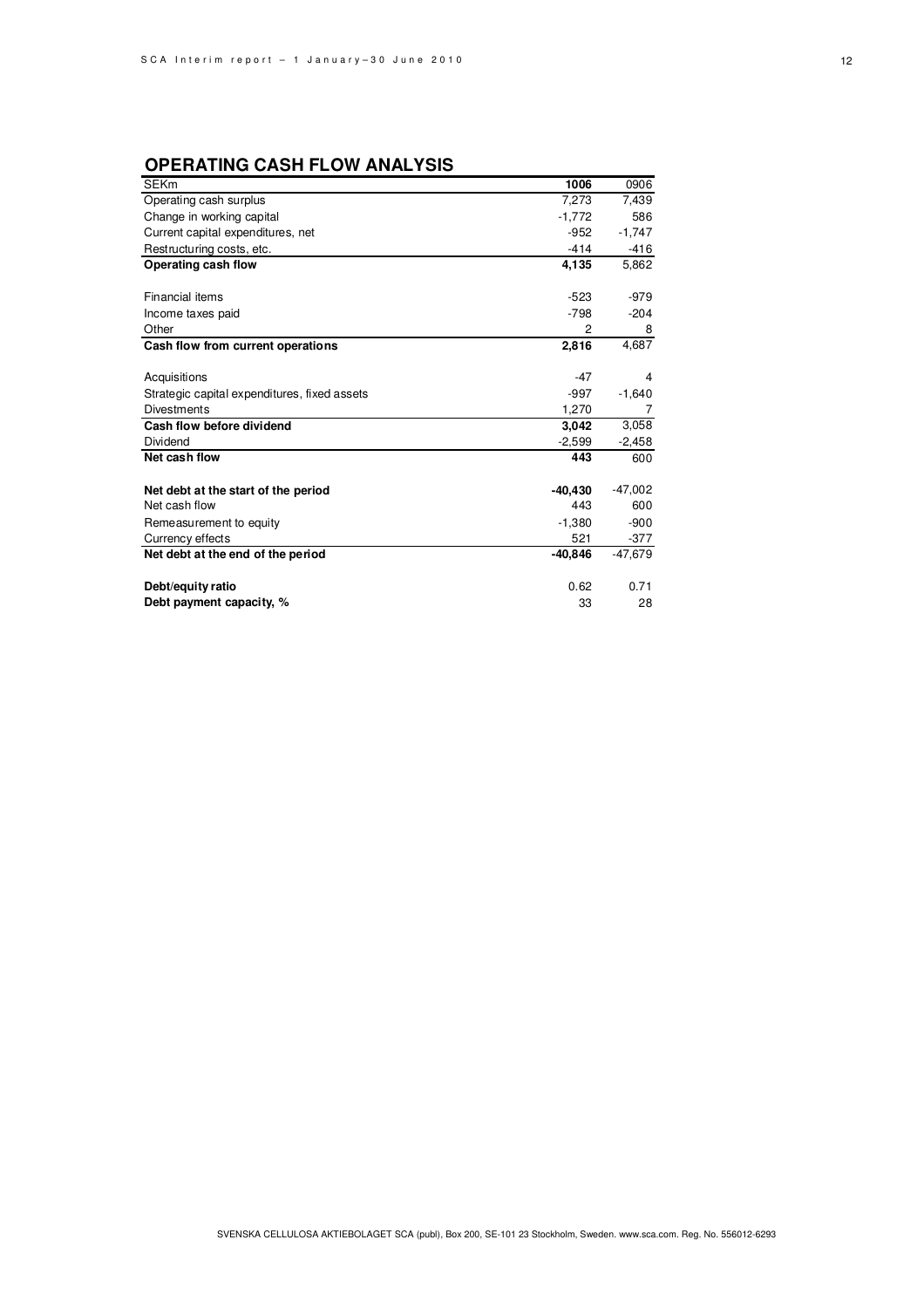## OPERATING CASH FLOW ANALYSIS

| SEKm | 1006 | 0906 |
|---|---|---|
| Operating cash surplus | 7,273 | 7,439 |
| Change in working capital | -1,772 | 586 |
| Current capital expenditures, net | -952 | -1,747 |
| Restructuring costs, etc. | -414 | -416 |
| **Operating cash flow** | **4,135** | 5,862 |
| | | |
| Financial items | -523 | -979 |
| Income taxes paid | -798 | -204 |
| Other | 2 | 8 |
| **Cash flow from current operations** | **2,816** | 4,687 |
| | | |
| Acquisitions | -47 | 4 |
| Strategic capital expenditures, fixed assets | -997 | -1,640 |
| Divestments | 1,270 | 7 |
| **Cash flow before dividend** | **3,042** | 3,058 |
| Dividend | -2,599 | -2,458 |
| **Net cash flow** | **443** | 600 |
| | | |
| **Net debt at the start of the period** | **-40,430** | -47,002 |
| Net cash flow | 443 | 600 |
| Remeasurement to equity | -1,380 | -900 |
| Currency effects | 521 | -377 |
| **Net debt at the end of the period** | **-40,846** | -47,679 |
| | | |
| **Debt/equity ratio** | 0.62 | 0.71 |
| **Debt payment capacity, %** | 33 | 28 |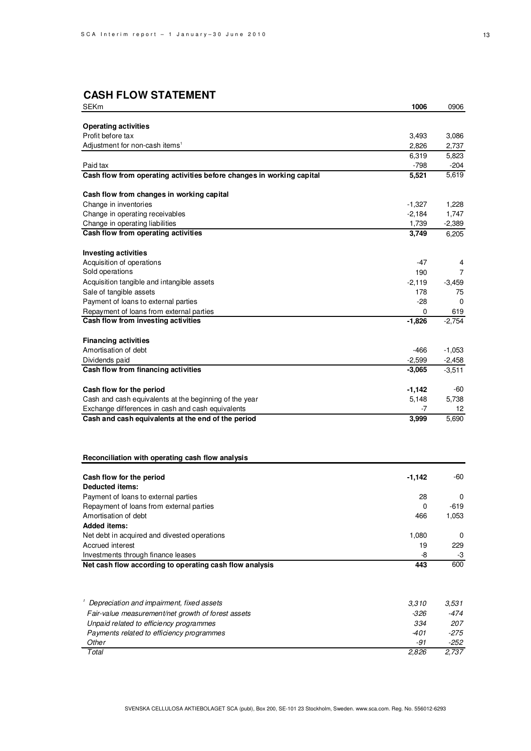## CASH FLOW STATEMENT

| SEKm | **1006** | 0906 |
|---|---|---|
| **Operating activities** | | |
| Profit before tax | 3,493 | 3,086 |
| Adjustment for non-cash items[1] | 2,826 | 2,737 |
| | 6,319 | 5,823 |
| Paid tax | -798 | -204 |
| **Cash flow from operating activities before changes in working capital** | **5,521** | 5,619 |
| **Cash flow from changes in working capital** | | |
| Change in inventories | -1,327 | 1,228 |
| Change in operating receivables | -2,184 | 1,747 |
| Change in operating liabilities | 1,739 | -2,389 |
| **Cash flow from operating activities** | **3,749** | 6,205 |
| **Investing activities** | | |
| Acquisition of operations | -47 | 4 |
| Sold operations | 190 | 7 |
| Acquisition tangible and intangible assets | -2,119 | -3,459 |
| Sale of tangible assets | 178 | 75 |
| Payment of loans to external parties | -28 | 0 |
| Repayment of loans from external parties | 0 | 619 |
| **Cash flow from investing activities** | **-1,826** | -2,754 |
| **Financing activities** | | |
| Amortisation of debt | -466 | -1,053 |
| Dividends paid | -2,599 | -2,458 |
| **Cash flow from financing activities** | **-3,065** | -3,511 |
| **Cash flow for the period** | **-1,142** | -60 |
| Cash and cash equivalents at the beginning of the year | 5,148 | 5,738 |
| Exchange differences in cash and cash equivalents | -7 | 12 |
| **Cash and cash equivalents at the end of the period** | **3,999** | 5,690 |

**Reconciliation with operating cash flow analysis**

| | | |
|---|---|---|
| **Cash flow for the period** | **-1,142** | -60 |
| **Deducted items:** | | |
| Payment of loans to external parties | 28 | 0 |
| Repayment of loans from external parties | 0 | -619 |
| Amortisation of debt | 466 | 1,053 |
| **Added items:** | | |
| Net debt in acquired and divested operations | 1,080 | 0 |
| Accrued interest | 19 | 229 |
| Investments through finance leases | -8 | -3 |
| **Net cash flow according to operating cash flow analysis** | **443** | 600 |

| | | |
|---|---|---|
| *[1] Depreciation and impairment, fixed assets* | *3,310* | *3,531* |
| *Fair-value measurement/net growth of forest assets* | *-326* | *-474* |
| *Unpaid related to efficiency programmes* | *334* | *207* |
| *Payments related to efficiency programmes* | *-401* | *-275* |
| *Other* | *-91* | *-252* |
| *Total* | *2,826* | *2,737* |

SVENSKA CELLULOSA AKTIEBOLAGET SCA (publ), Box 200, SE-101 23 Stockholm, Sweden. www.sca.com. Reg. No. 556012-6293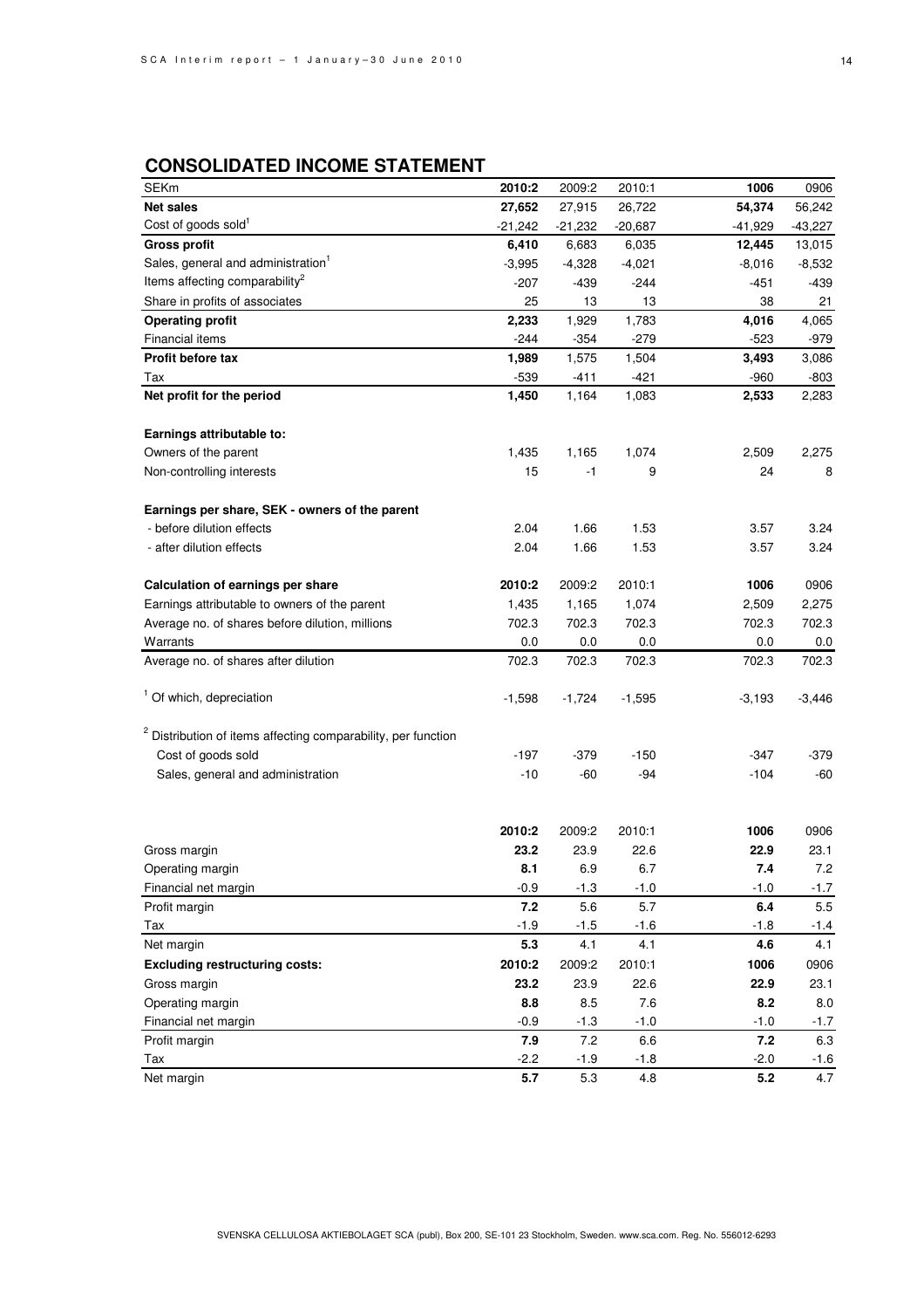## CONSOLIDATED INCOME STATEMENT

| SEKm | 2010:2 | 2009:2 | 2010:1 | 1006 | 0906 |
|---|---|---|---|---|---|
| **Net sales** | **27,652** | 27,915 | 26,722 | **54,374** | 56,242 |
| Cost of goods sold[1] | -21,242 | -21,232 | -20,687 | -41,929 | -43,227 |
| **Gross profit** | **6,410** | 6,683 | 6,035 | **12,445** | 13,015 |
| Sales, general and administration[1] | -3,995 | -4,328 | -4,021 | -8,016 | -8,532 |
| Items affecting comparability[2] | -207 | -439 | -244 | -451 | -439 |
| Share in profits of associates | 25 | 13 | 13 | 38 | 21 |
| **Operating profit** | **2,233** | 1,929 | 1,783 | **4,016** | 4,065 |
| Financial items | -244 | -354 | -279 | -523 | -979 |
| **Profit before tax** | **1,989** | 1,575 | 1,504 | **3,493** | 3,086 |
| Tax | -539 | -411 | -421 | -960 | -803 |
| **Net profit for the period** | **1,450** | 1,164 | 1,083 | **2,533** | 2,283 |
| | | | | | |
| **Earnings attributable to:** | | | | | |
| Owners of the parent | 1,435 | 1,165 | 1,074 | 2,509 | 2,275 |
| Non-controlling interests | 15 | -1 | 9 | 24 | 8 |
| | | | | | |
| **Earnings per share, SEK - owners of the parent** | | | | | |
| - before dilution effects | 2.04 | 1.66 | 1.53 | 3.57 | 3.24 |
| - after dilution effects | 2.04 | 1.66 | 1.53 | 3.57 | 3.24 |
| | | | | | |
| **Calculation of earnings per share** | **2010:2** | 2009:2 | 2010:1 | **1006** | 0906 |
| Earnings attributable to owners of the parent | 1,435 | 1,165 | 1,074 | 2,509 | 2,275 |
| Average no. of shares before dilution, millions | 702.3 | 702.3 | 702.3 | 702.3 | 702.3 |
| Warrants | 0.0 | 0.0 | 0.0 | 0.0 | 0.0 |
| Average no. of shares after dilution | 702.3 | 702.3 | 702.3 | 702.3 | 702.3 |
| | | | | | |
| [1] Of which, depreciation | -1,598 | -1,724 | -1,595 | -3,193 | -3,446 |
| | | | | | |
| [2] Distribution of items affecting comparability, per function | | | | | |
| Cost of goods sold | -197 | -379 | -150 | -347 | -379 |
| Sales, general and administration | -10 | -60 | -94 | -104 | -60 |

| | 2010:2 | 2009:2 | 2010:1 | 1006 | 0906 |
|---|---|---|---|---|---|
| Gross margin | **23.2** | 23.9 | 22.6 | **22.9** | 23.1 |
| Operating margin | **8.1** | 6.9 | 6.7 | **7.4** | 7.2 |
| Financial net margin | -0.9 | -1.3 | -1.0 | -1.0 | -1.7 |
| Profit margin | **7.2** | 5.6 | 5.7 | **6.4** | 5.5 |
| Tax | -1.9 | -1.5 | -1.6 | -1.8 | -1.4 |
| Net margin | **5.3** | 4.1 | 4.1 | **4.6** | 4.1 |
| **Excluding restructuring costs:** | **2010:2** | 2009:2 | 2010:1 | **1006** | 0906 |
| Gross margin | **23.2** | 23.9 | 22.6 | **22.9** | 23.1 |
| Operating margin | **8.8** | 8.5 | 7.6 | **8.2** | 8.0 |
| Financial net margin | -0.9 | -1.3 | -1.0 | -1.0 | -1.7 |
| Profit margin | **7.9** | 7.2 | 6.6 | **7.2** | 6.3 |
| Tax | -2.2 | -1.9 | -1.8 | -2.0 | -1.6 |
| Net margin | **5.7** | 5.3 | 4.8 | **5.2** | 4.7 |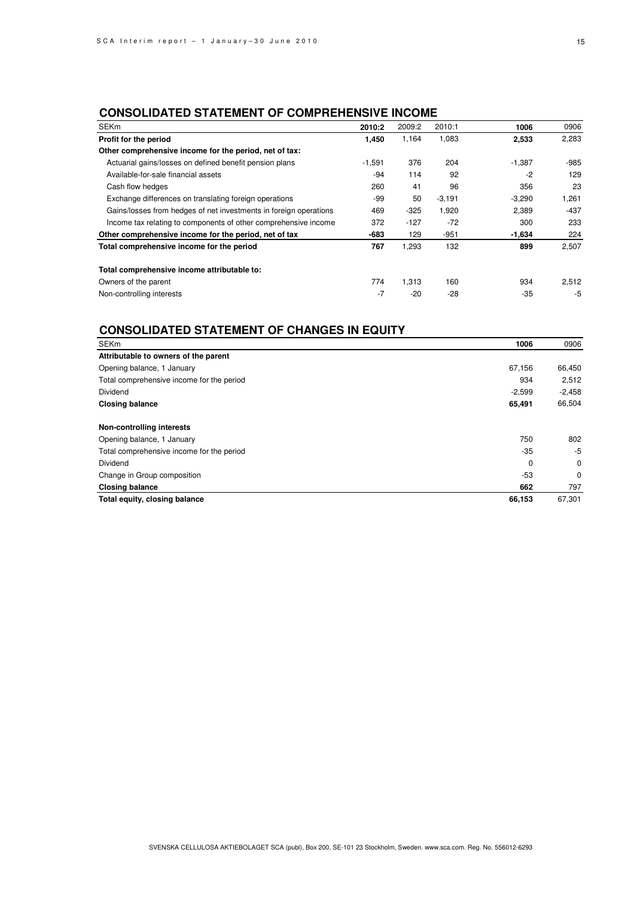## CONSOLIDATED STATEMENT OF COMPREHENSIVE INCOME

| SEKm | 2010:2 | 2009:2 | 2010:1 | 1006 | 0906 |
|---|---|---|---|---|---|
| **Profit for the period** | **1,450** | 1,164 | 1,083 | **2,533** | 2,283 |
| **Other comprehensive income for the period, net of tax:** | | | | | |
| Actuarial gains/losses on defined benefit pension plans | -1,591 | 376 | 204 | -1,387 | -985 |
| Available-for-sale financial assets | -94 | 114 | 92 | -2 | 129 |
| Cash flow hedges | 260 | 41 | 96 | 356 | 23 |
| Exchange differences on translating foreign operations | -99 | 50 | -3,191 | -3,290 | 1,261 |
| Gains/losses from hedges of net investments in foreign operations | 469 | -325 | 1,920 | 2,389 | -437 |
| Income tax relating to components of other comprehensive income | 372 | -127 | -72 | 300 | 233 |
| **Other comprehensive income for the period, net of tax** | **-683** | 129 | -951 | **-1,634** | 224 |
| **Total comprehensive income for the period** | **767** | 1,293 | 132 | **899** | 2,507 |
| | | | | | |
| **Total comprehensive income attributable to:** | | | | | |
| Owners of the parent | 774 | 1,313 | 160 | 934 | 2,512 |
| Non-controlling interests | -7 | -20 | -28 | -35 | -5 |

## CONSOLIDATED STATEMENT OF CHANGES IN EQUITY

| SEKm | 1006 | 0906 |
|---|---|---|
| **Attributable to owners of the parent** | | |
| Opening balance, 1 January | 67,156 | 66,450 |
| Total comprehensive income for the period | 934 | 2,512 |
| Dividend | -2,599 | -2,458 |
| **Closing balance** | **65,491** | 66,504 |
| | | |
| **Non-controlling interests** | | |
| Opening balance, 1 January | 750 | 802 |
| Total comprehensive income for the period | -35 | -5 |
| Dividend | 0 | 0 |
| Change in Group composition | -53 | 0 |
| **Closing balance** | **662** | 797 |
| **Total equity, closing balance** | **66,153** | 67,301 |

SVENSKA CELLULOSA AKTIEBOLAGET SCA (publ), Box 200, SE-101 23 Stockholm, Sweden. www.sca.com. Reg. No. 556012-6293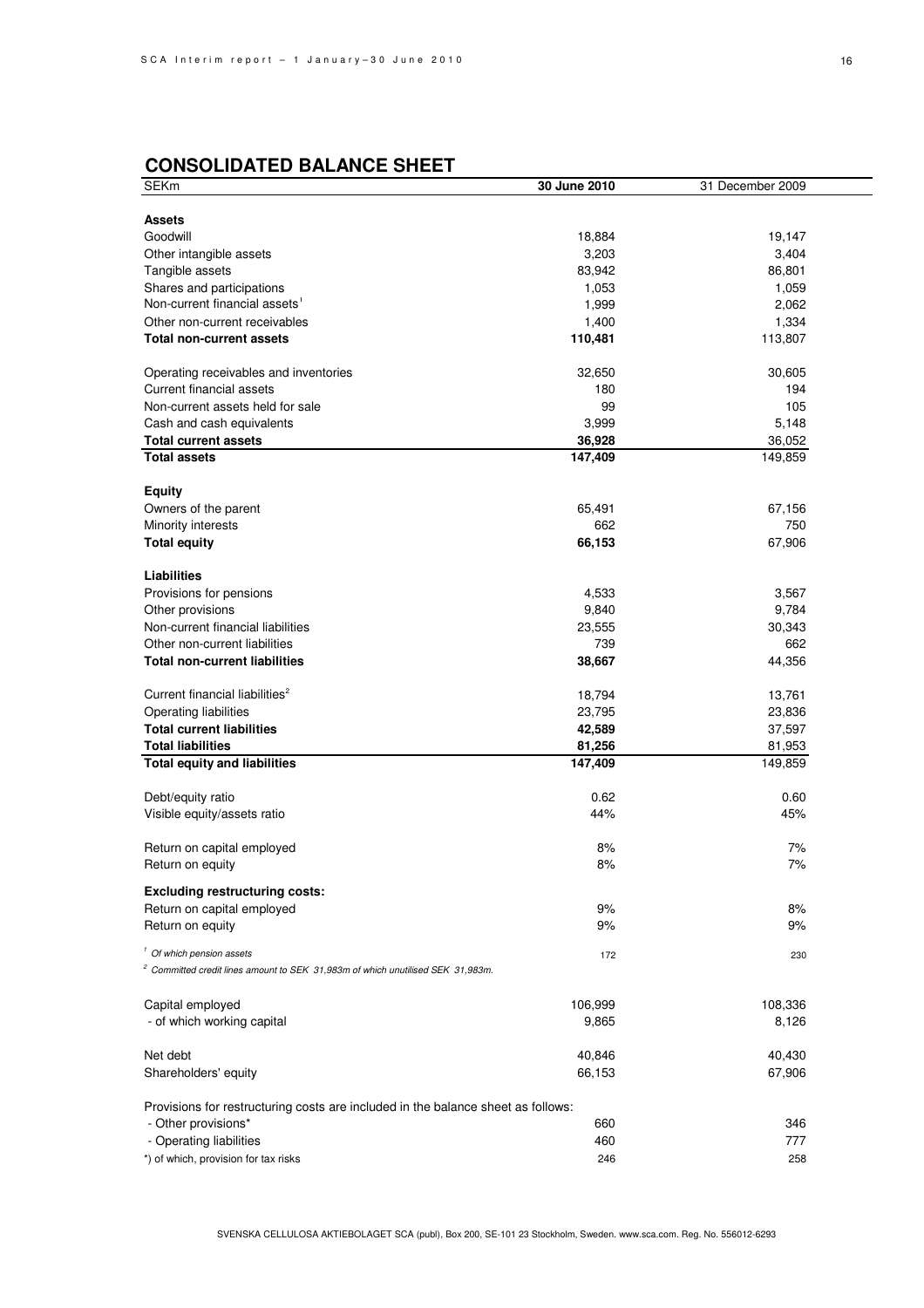## CONSOLIDATED BALANCE SHEET

| SEKm | 30 June 2010 | 31 December 2009 |
|---|---|---|
| **Assets** | | |
| Goodwill | 18,884 | 19,147 |
| Other intangible assets | 3,203 | 3,404 |
| Tangible assets | 83,942 | 86,801 |
| Shares and participations | 1,053 | 1,059 |
| Non-current financial assets[1] | 1,999 | 2,062 |
| Other non-current receivables | 1,400 | 1,334 |
| **Total non-current assets** | **110,481** | 113,807 |
| | | |
| Operating receivables and inventories | 32,650 | 30,605 |
| Current financial assets | 180 | 194 |
| Non-current assets held for sale | 99 | 105 |
| Cash and cash equivalents | 3,999 | 5,148 |
| **Total current assets** | **36,928** | 36,052 |
| **Total assets** | **147,409** | 149,859 |
| | | |
| **Equity** | | |
| Owners of the parent | 65,491 | 67,156 |
| Minority interests | 662 | 750 |
| **Total equity** | **66,153** | 67,906 |
| | | |
| **Liabilities** | | |
| Provisions for pensions | 4,533 | 3,567 |
| Other provisions | 9,840 | 9,784 |
| Non-current financial liabilities | 23,555 | 30,343 |
| Other non-current liabilities | 739 | 662 |
| **Total non-current liabilities** | **38,667** | 44,356 |
| | | |
| Current financial liabilities[2] | 18,794 | 13,761 |
| Operating liabilities | 23,795 | 23,836 |
| **Total current liabilities** | **42,589** | 37,597 |
| **Total liabilities** | **81,256** | 81,953 |
| **Total equity and liabilities** | **147,409** | 149,859 |
| | | |
| Debt/equity ratio | 0.62 | 0.60 |
| Visible equity/assets ratio | 44% | 45% |
| | | |
| Return on capital employed | 8% | 7% |
| Return on equity | 8% | 7% |
| | | |
| **Excluding restructuring costs:** | | |
| Return on capital employed | 9% | 8% |
| Return on equity | 9% | 9% |
| | | |
| *[1] Of which pension assets* | 172 | 230 |
| *[2] Committed credit lines amount to SEK 31,983m of which unutilised SEK 31,983m.* | | |
| | | |
| Capital employed | 106,999 | 108,336 |
| - of which working capital | 9,865 | 8,126 |
| | | |
| Net debt | 40,846 | 40,430 |
| Shareholders' equity | 66,153 | 67,906 |
| | | |
| Provisions for restructuring costs are included in the balance sheet as follows: | | |
| - Other provisions* | 660 | 346 |
| - Operating liabilities | 460 | 777 |
| *) of which, provision for tax risks | 246 | 258 |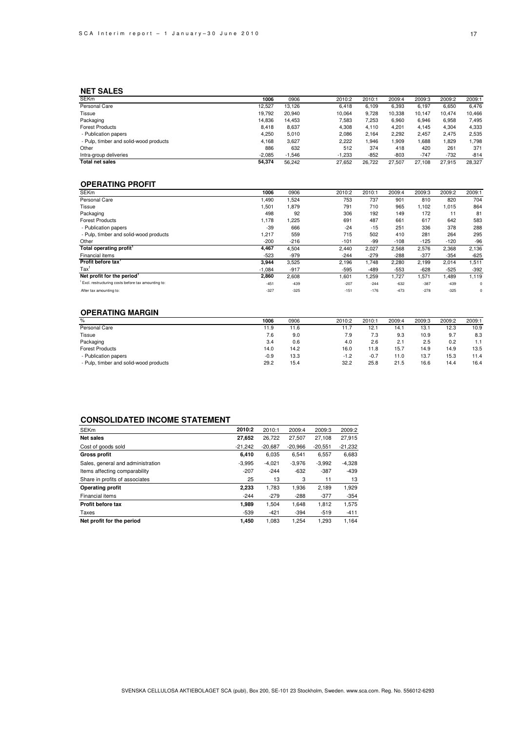## NET SALES

| SEKm | 1006 | 0906 | 2010:2 | 2010:1 | 2009:4 | 2009:3 | 2009:2 | 2009:1 |
|---|---|---|---|---|---|---|---|---|
| Personal Care | 12,527 | 13,126 | 6,418 | 6,109 | 6,393 | 6,197 | 6,650 | 6,476 |
| Tissue | 19,792 | 20,940 | 10,064 | 9,728 | 10,338 | 10,147 | 10,474 | 10,466 |
| Packaging | 14,836 | 14,453 | 7,583 | 7,253 | 6,960 | 6,946 | 6,958 | 7,495 |
| Forest Products | 8,418 | 8,637 | 4,308 | 4,110 | 4,201 | 4,145 | 4,304 | 4,333 |
| - Publication papers | 4,250 | 5,010 | 2,086 | 2,164 | 2,292 | 2,457 | 2,475 | 2,535 |
| - Pulp, timber and solid-wood products | 4,168 | 3,627 | 2,222 | 1,946 | 1,909 | 1,688 | 1,829 | 1,798 |
| Other | 886 | 632 | 512 | 374 | 418 | 420 | 261 | 371 |
| Intra-group deliveries | -2,085 | -1,546 | -1,233 | -852 | -803 | -747 | -732 | -814 |
| **Total net sales** | **54,374** | 56,242 | 27,652 | 26,722 | 27,507 | 27,108 | 27,915 | 28,327 |

## OPERATING PROFIT

| SEKm | 1006 | 0906 | 2010:2 | 2010:1 | 2009:4 | 2009:3 | 2009:2 | 2009:1 |
|---|---|---|---|---|---|---|---|---|
| Personal Care | 1,490 | 1,524 | 753 | 737 | 901 | 810 | 820 | 704 |
| Tissue | 1,501 | 1,879 | 791 | 710 | 965 | 1,102 | 1,015 | 864 |
| Packaging | 498 | 92 | 306 | 192 | 149 | 172 | 11 | 81 |
| Forest Products | 1,178 | 1,225 | 691 | 487 | 661 | 617 | 642 | 583 |
| - Publication papers | -39 | 666 | -24 | -15 | 251 | 336 | 378 | 288 |
| - Pulp, timber and solid-wood products | 1,217 | 559 | 715 | 502 | 410 | 281 | 264 | 295 |
| Other | -200 | -216 | -101 | -99 | -108 | -125 | -120 | -96 |
| **Total operating profit**[1] | **4,467** | 4,504 | 2,440 | 2,027 | 2,568 | 2,576 | 2,368 | 2,136 |
| Financial items | -523 | -979 | -244 | -279 | -288 | -377 | -354 | -625 |
| **Profit before tax**[1] | **3,944** | 3,525 | 2,196 | 1,748 | 2,280 | 2,199 | 2,014 | 1,511 |
| Tax[1] | -1,084 | -917 | -595 | -489 | -553 | -628 | -525 | -392 |
| **Net profit for the period**[1] | **2,860** | 2,608 | 1,601 | 1,259 | 1,727 | 1,571 | 1,489 | 1,119 |
| [1] Excl. restructuring costs before tax amounting to: | -451 | -439 | -207 | -244 | -632 | -387 | -439 | 0 |
| After tax amounting to: | -327 | -325 | -151 | -176 | -473 | -278 | -325 | 0 |

## OPERATING MARGIN

| % | 1006 | 0906 | 2010:2 | 2010:1 | 2009:4 | 2009:3 | 2009:2 | 2009:1 |
|---|---|---|---|---|---|---|---|---|
| Personal Care | 11.9 | 11.6 | 11.7 | 12.1 | 14.1 | 13.1 | 12.3 | 10.9 |
| Tissue | 7.6 | 9.0 | 7.9 | 7.3 | 9.3 | 10.9 | 9.7 | 8.3 |
| Packaging | 3.4 | 0.6 | 4.0 | 2.6 | 2.1 | 2.5 | 0.2 | 1.1 |
| Forest Products | 14.0 | 14.2 | 16.0 | 11.8 | 15.7 | 14.9 | 14.9 | 13.5 |
| - Publication papers | -0.9 | 13.3 | -1.2 | -0.7 | 11.0 | 13.7 | 15.3 | 11.4 |
| - Pulp, timber and solid-wood products | 29.2 | 15.4 | 32.2 | 25.8 | 21.5 | 16.6 | 14.4 | 16.4 |

## CONSOLIDATED INCOME STATEMENT

| SEKm | 2010:2 | 2010:1 | 2009:4 | 2009:3 | 2009:2 |
|---|---|---|---|---|---|
| **Net sales** | **27,652** | 26,722 | 27,507 | 27,108 | 27,915 |
| Cost of goods sold | -21,242 | -20,687 | -20,966 | -20,551 | -21,232 |
| **Gross profit** | **6,410** | 6,035 | 6,541 | 6,557 | 6,683 |
| Sales, general and administration | -3,995 | -4,021 | -3,976 | -3,992 | -4,328 |
| Items affecting comparability | -207 | -244 | -632 | -387 | -439 |
| Share in profits of associates | 25 | 13 | 3 | 11 | 13 |
| **Operating profit** | **2,233** | 1,783 | 1,936 | 2,189 | 1,929 |
| Financial items | -244 | -279 | -288 | -377 | -354 |
| **Profit before tax** | **1,989** | 1,504 | 1,648 | 1,812 | 1,575 |
| Taxes | -539 | -421 | -394 | -519 | -411 |
| **Net profit for the period** | **1,450** | 1,083 | 1,254 | 1,293 | 1,164 |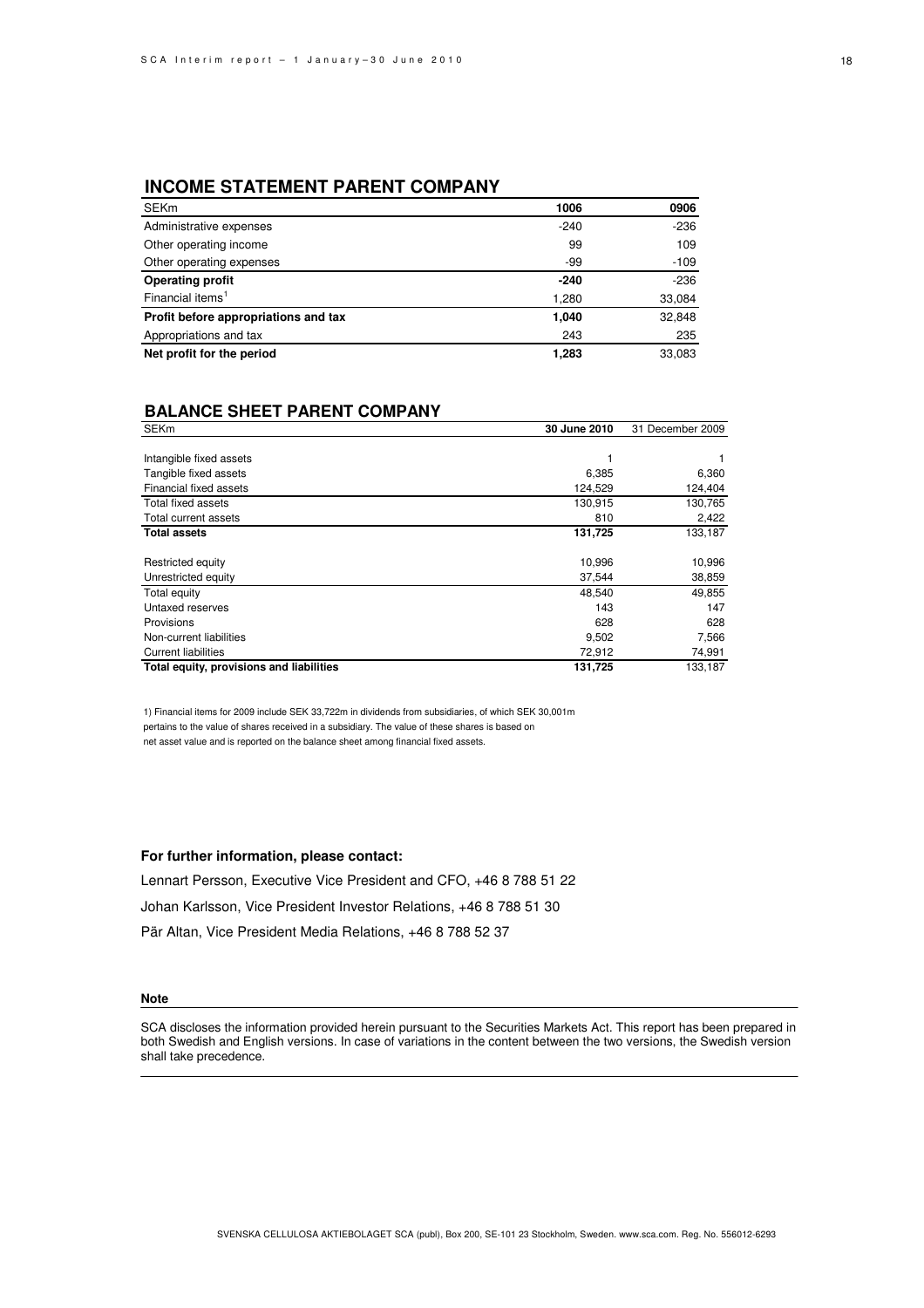## INCOME STATEMENT PARENT COMPANY

| SEKm | 1006 | 0906 |
|---|---|---|
| Administrative expenses | -240 | -236 |
| Other operating income | 99 | 109 |
| Other operating expenses | -99 | -109 |
| **Operating profit** | **-240** | -236 |
| Financial items[1] | 1,280 | 33,084 |
| **Profit before appropriations and tax** | **1,040** | 32,848 |
| Appropriations and tax | 243 | 235 |
| **Net profit for the period** | **1,283** | 33,083 |

## BALANCE SHEET PARENT COMPANY

| SEKm | 30 June 2010 | 31 December 2009 |
|---|---|---|
| Intangible fixed assets | 1 | 1 |
| Tangible fixed assets | 6,385 | 6,360 |
| Financial fixed assets | 124,529 | 124,404 |
| Total fixed assets | 130,915 | 130,765 |
| Total current assets | 810 | 2,422 |
| **Total assets** | **131,725** | 133,187 |
| Restricted equity | 10,996 | 10,996 |
| Unrestricted equity | 37,544 | 38,859 |
| Total equity | 48,540 | 49,855 |
| Untaxed reserves | 143 | 147 |
| Provisions | 628 | 628 |
| Non-current liabilities | 9,502 | 7,566 |
| Current liabilities | 72,912 | 74,991 |
| **Total equity, provisions and liabilities** | **131,725** | 133,187 |

1) Financial items for 2009 include SEK 33,722m in dividends from subsidiaries, of which SEK 30,001m pertains to the value of shares received in a subsidiary. The value of these shares is based on net asset value and is reported on the balance sheet among financial fixed assets.

**For further information, please contact:**

Lennart Persson, Executive Vice President and CFO, +46 8 788 51 22

Johan Karlsson, Vice President Investor Relations, +46 8 788 51 30

Pär Altan, Vice President Media Relations, +46 8 788 52 37

**Note**

SCA discloses the information provided herein pursuant to the Securities Markets Act. This report has been prepared in both Swedish and English versions. In case of variations in the content between the two versions, the Swedish version shall take precedence.

SVENSKA CELLULOSA AKTIEBOLAGET SCA (publ), Box 200, SE-101 23 Stockholm, Sweden. www.sca.com. Reg. No. 556012-6293